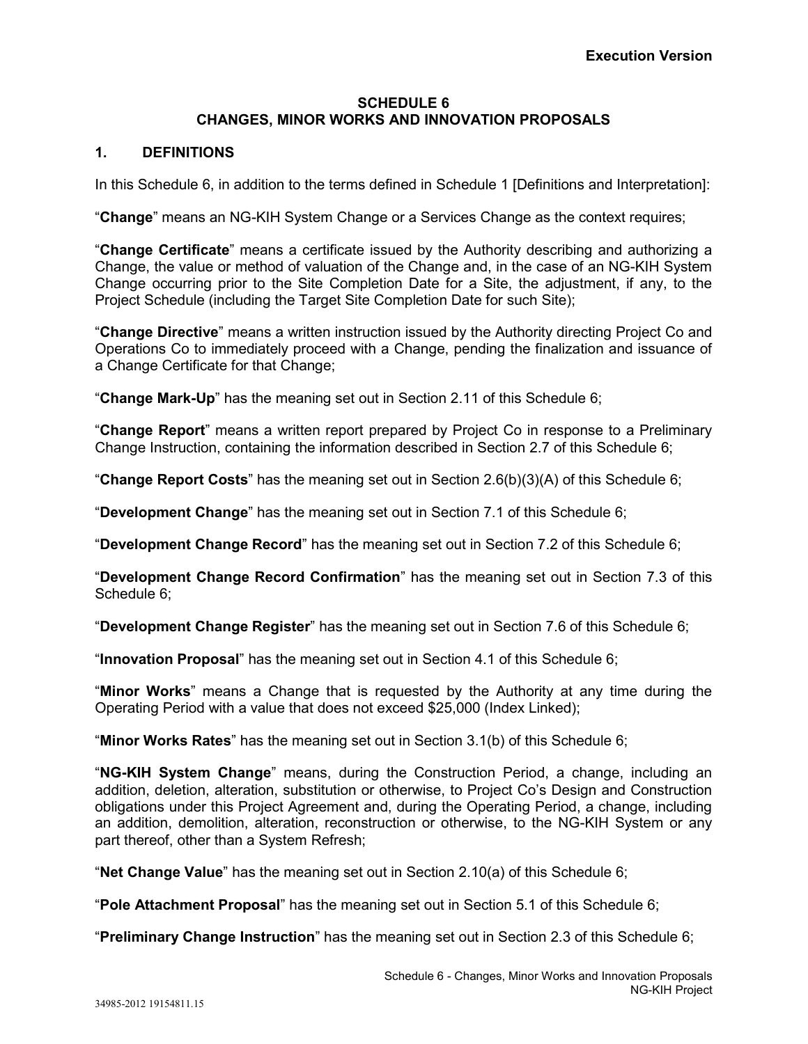**Execution Version**

# SCHEDULE 6
# CHANGES, MINOR WORKS AND INNOVATION PROPOSALS

## 1. DEFINITIONS

In this Schedule 6, in addition to the terms defined in Schedule 1 [Definitions and Interpretation]:

"**Change**" means an NG-KIH System Change or a Services Change as the context requires;

"**Change Certificate**" means a certificate issued by the Authority describing and authorizing a Change, the value or method of valuation of the Change and, in the case of an NG-KIH System Change occurring prior to the Site Completion Date for a Site, the adjustment, if any, to the Project Schedule (including the Target Site Completion Date for such Site);

"**Change Directive**" means a written instruction issued by the Authority directing Project Co and Operations Co to immediately proceed with a Change, pending the finalization and issuance of a Change Certificate for that Change;

"**Change Mark-Up**" has the meaning set out in Section 2.11 of this Schedule 6;

"**Change Report**" means a written report prepared by Project Co in response to a Preliminary Change Instruction, containing the information described in Section 2.7 of this Schedule 6;

"**Change Report Costs**" has the meaning set out in Section 2.6(b)(3)(A) of this Schedule 6;

"**Development Change**" has the meaning set out in Section 7.1 of this Schedule 6;

"**Development Change Record**" has the meaning set out in Section 7.2 of this Schedule 6;

"**Development Change Record Confirmation**" has the meaning set out in Section 7.3 of this Schedule 6;

"**Development Change Register**" has the meaning set out in Section 7.6 of this Schedule 6;

"**Innovation Proposal**" has the meaning set out in Section 4.1 of this Schedule 6;

"**Minor Works**" means a Change that is requested by the Authority at any time during the Operating Period with a value that does not exceed $25,000 (Index Linked);

"**Minor Works Rates**" has the meaning set out in Section 3.1(b) of this Schedule 6;

"**NG-KIH System Change**" means, during the Construction Period, a change, including an addition, deletion, alteration, substitution or otherwise, to Project Co's Design and Construction obligations under this Project Agreement and, during the Operating Period, a change, including an addition, demolition, alteration, reconstruction or otherwise, to the NG-KIH System or any part thereof, other than a System Refresh;

"**Net Change Value**" has the meaning set out in Section 2.10(a) of this Schedule 6;

"**Pole Attachment Proposal**" has the meaning set out in Section 5.1 of this Schedule 6;

"**Preliminary Change Instruction**" has the meaning set out in Section 2.3 of this Schedule 6;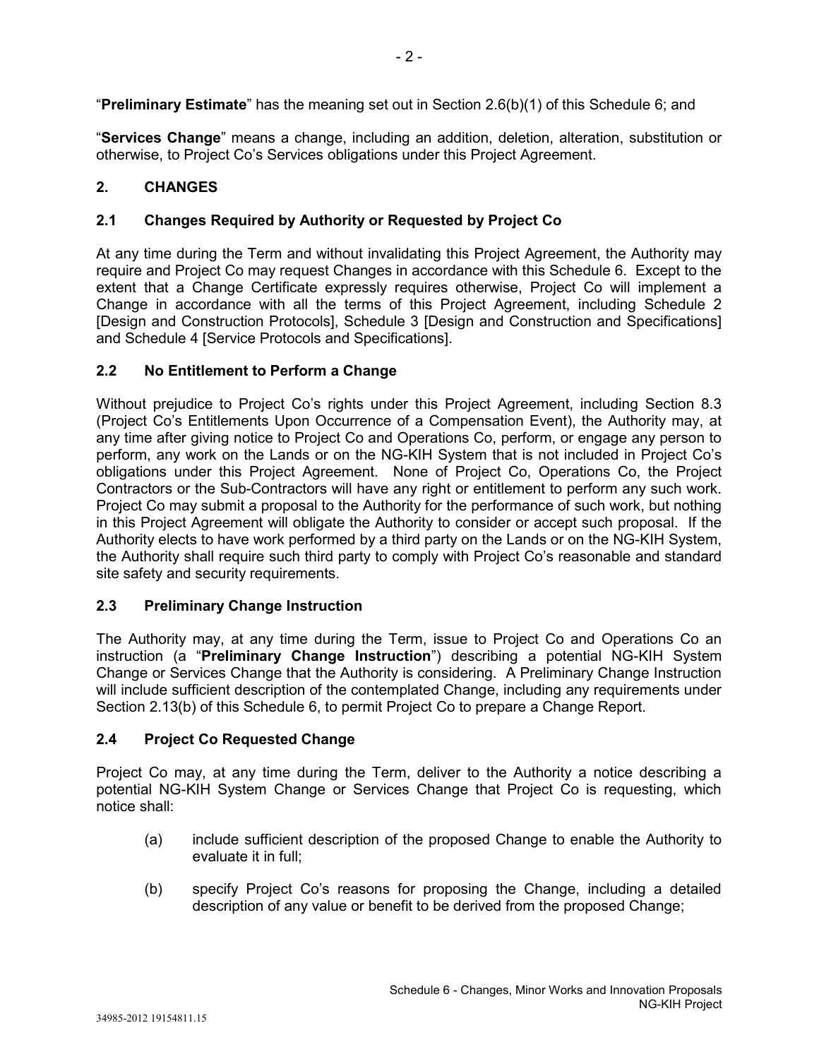"**Preliminary Estimate**" has the meaning set out in Section 2.6(b)(1) of this Schedule 6; and

"**Services Change**" means a change, including an addition, deletion, alteration, substitution or otherwise, to Project Co's Services obligations under this Project Agreement.

## 2. CHANGES

### 2.1 Changes Required by Authority or Requested by Project Co

At any time during the Term and without invalidating this Project Agreement, the Authority may require and Project Co may request Changes in accordance with this Schedule 6. Except to the extent that a Change Certificate expressly requires otherwise, Project Co will implement a Change in accordance with all the terms of this Project Agreement, including Schedule 2 [Design and Construction Protocols], Schedule 3 [Design and Construction and Specifications] and Schedule 4 [Service Protocols and Specifications].

### 2.2 No Entitlement to Perform a Change

Without prejudice to Project Co's rights under this Project Agreement, including Section 8.3 (Project Co's Entitlements Upon Occurrence of a Compensation Event), the Authority may, at any time after giving notice to Project Co and Operations Co, perform, or engage any person to perform, any work on the Lands or on the NG-KIH System that is not included in Project Co's obligations under this Project Agreement. None of Project Co, Operations Co, the Project Contractors or the Sub-Contractors will have any right or entitlement to perform any such work. Project Co may submit a proposal to the Authority for the performance of such work, but nothing in this Project Agreement will obligate the Authority to consider or accept such proposal. If the Authority elects to have work performed by a third party on the Lands or on the NG-KIH System, the Authority shall require such third party to comply with Project Co's reasonable and standard site safety and security requirements.

### 2.3 Preliminary Change Instruction

The Authority may, at any time during the Term, issue to Project Co and Operations Co an instruction (a "**Preliminary Change Instruction**") describing a potential NG-KIH System Change or Services Change that the Authority is considering. A Preliminary Change Instruction will include sufficient description of the contemplated Change, including any requirements under Section 2.13(b) of this Schedule 6, to permit Project Co to prepare a Change Report.

### 2.4 Project Co Requested Change

Project Co may, at any time during the Term, deliver to the Authority a notice describing a potential NG-KIH System Change or Services Change that Project Co is requesting, which notice shall:

(a) include sufficient description of the proposed Change to enable the Authority to evaluate it in full;

(b) specify Project Co's reasons for proposing the Change, including a detailed description of any value or benefit to be derived from the proposed Change;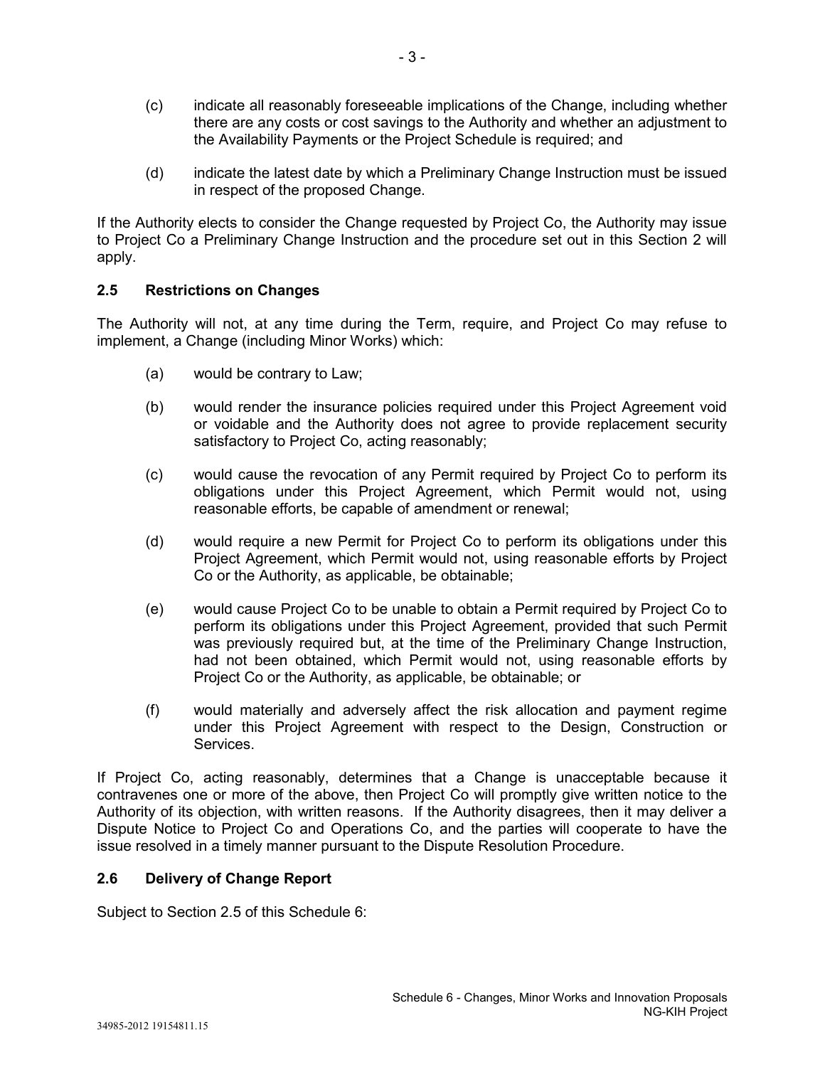(c) indicate all reasonably foreseeable implications of the Change, including whether there are any costs or cost savings to the Authority and whether an adjustment to the Availability Payments or the Project Schedule is required; and

(d) indicate the latest date by which a Preliminary Change Instruction must be issued in respect of the proposed Change.

If the Authority elects to consider the Change requested by Project Co, the Authority may issue to Project Co a Preliminary Change Instruction and the procedure set out in this Section 2 will apply.

### 2.5 Restrictions on Changes

The Authority will not, at any time during the Term, require, and Project Co may refuse to implement, a Change (including Minor Works) which:

(a) would be contrary to Law;

(b) would render the insurance policies required under this Project Agreement void or voidable and the Authority does not agree to provide replacement security satisfactory to Project Co, acting reasonably;

(c) would cause the revocation of any Permit required by Project Co to perform its obligations under this Project Agreement, which Permit would not, using reasonable efforts, be capable of amendment or renewal;

(d) would require a new Permit for Project Co to perform its obligations under this Project Agreement, which Permit would not, using reasonable efforts by Project Co or the Authority, as applicable, be obtainable;

(e) would cause Project Co to be unable to obtain a Permit required by Project Co to perform its obligations under this Project Agreement, provided that such Permit was previously required but, at the time of the Preliminary Change Instruction, had not been obtained, which Permit would not, using reasonable efforts by Project Co or the Authority, as applicable, be obtainable; or

(f) would materially and adversely affect the risk allocation and payment regime under this Project Agreement with respect to the Design, Construction or Services.

If Project Co, acting reasonably, determines that a Change is unacceptable because it contravenes one or more of the above, then Project Co will promptly give written notice to the Authority of its objection, with written reasons. If the Authority disagrees, then it may deliver a Dispute Notice to Project Co and Operations Co, and the parties will cooperate to have the issue resolved in a timely manner pursuant to the Dispute Resolution Procedure.

### 2.6 Delivery of Change Report

Subject to Section 2.5 of this Schedule 6: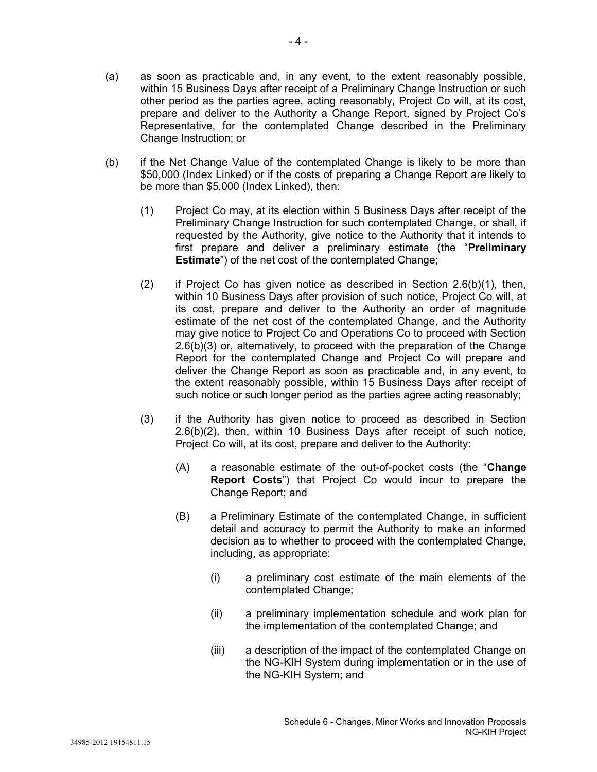(a) as soon as practicable and, in any event, to the extent reasonably possible, within 15 Business Days after receipt of a Preliminary Change Instruction or such other period as the parties agree, acting reasonably, Project Co will, at its cost, prepare and deliver to the Authority a Change Report, signed by Project Co's Representative, for the contemplated Change described in the Preliminary Change Instruction; or

(b) if the Net Change Value of the contemplated Change is likely to be more than $50,000 (Index Linked) or if the costs of preparing a Change Report are likely to be more than $5,000 (Index Linked), then:

  (1) Project Co may, at its election within 5 Business Days after receipt of the Preliminary Change Instruction for such contemplated Change, or shall, if requested by the Authority, give notice to the Authority that it intends to first prepare and deliver a preliminary estimate (the "**Preliminary Estimate**") of the net cost of the contemplated Change;

  (2) if Project Co has given notice as described in Section 2.6(b)(1), then, within 10 Business Days after provision of such notice, Project Co will, at its cost, prepare and deliver to the Authority an order of magnitude estimate of the net cost of the contemplated Change, and the Authority may give notice to Project Co and Operations Co to proceed with Section 2.6(b)(3) or, alternatively, to proceed with the preparation of the Change Report for the contemplated Change and Project Co will prepare and deliver the Change Report as soon as practicable and, in any event, to the extent reasonably possible, within 15 Business Days after receipt of such notice or such longer period as the parties agree acting reasonably;

  (3) if the Authority has given notice to proceed as described in Section 2.6(b)(2), then, within 10 Business Days after receipt of such notice, Project Co will, at its cost, prepare and deliver to the Authority:

    (A) a reasonable estimate of the out-of-pocket costs (the "**Change Report Costs**") that Project Co would incur to prepare the Change Report; and

    (B) a Preliminary Estimate of the contemplated Change, in sufficient detail and accuracy to permit the Authority to make an informed decision as to whether to proceed with the contemplated Change, including, as appropriate:

      (i) a preliminary cost estimate of the main elements of the contemplated Change;

      (ii) a preliminary implementation schedule and work plan for the implementation of the contemplated Change; and

      (iii) a description of the impact of the contemplated Change on the NG-KIH System during implementation or in the use of the NG-KIH System; and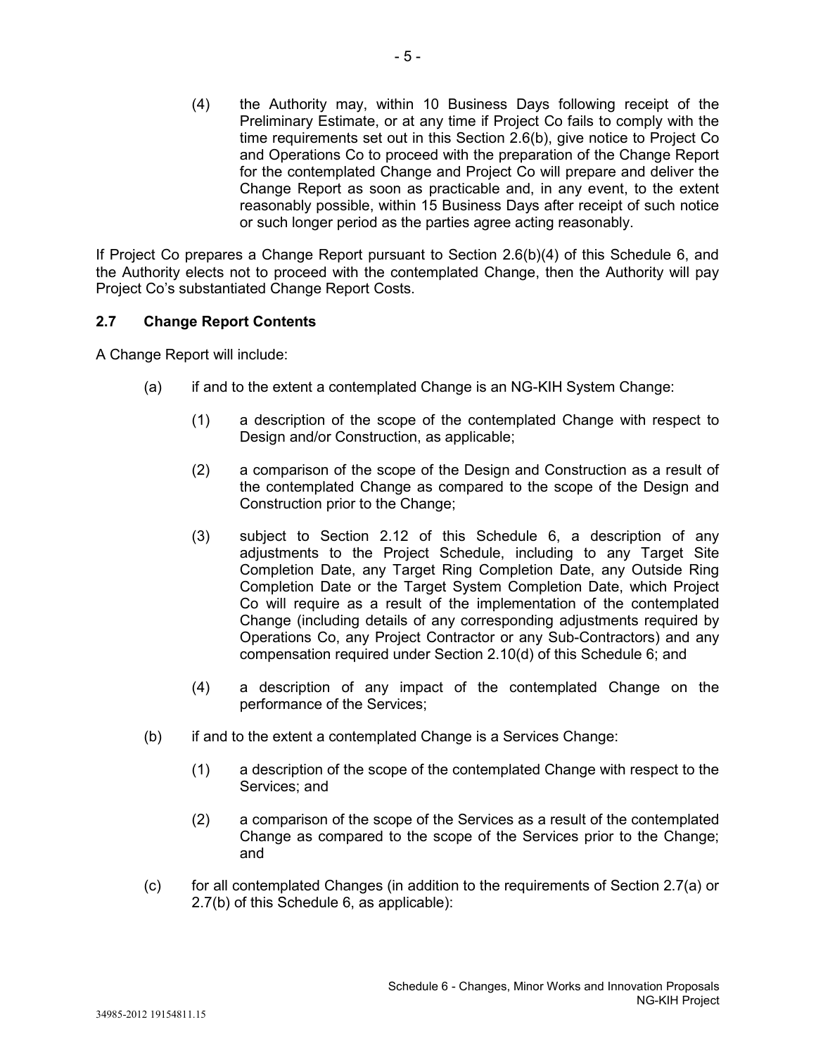(4) the Authority may, within 10 Business Days following receipt of the Preliminary Estimate, or at any time if Project Co fails to comply with the time requirements set out in this Section 2.6(b), give notice to Project Co and Operations Co to proceed with the preparation of the Change Report for the contemplated Change and Project Co will prepare and deliver the Change Report as soon as practicable and, in any event, to the extent reasonably possible, within 15 Business Days after receipt of such notice or such longer period as the parties agree acting reasonably.

If Project Co prepares a Change Report pursuant to Section 2.6(b)(4) of this Schedule 6, and the Authority elects not to proceed with the contemplated Change, then the Authority will pay Project Co's substantiated Change Report Costs.

### 2.7 Change Report Contents

A Change Report will include:

(a) if and to the extent a contemplated Change is an NG-KIH System Change:

(1) a description of the scope of the contemplated Change with respect to Design and/or Construction, as applicable;

(2) a comparison of the scope of the Design and Construction as a result of the contemplated Change as compared to the scope of the Design and Construction prior to the Change;

(3) subject to Section 2.12 of this Schedule 6, a description of any adjustments to the Project Schedule, including to any Target Site Completion Date, any Target Ring Completion Date, any Outside Ring Completion Date or the Target System Completion Date, which Project Co will require as a result of the implementation of the contemplated Change (including details of any corresponding adjustments required by Operations Co, any Project Contractor or any Sub-Contractors) and any compensation required under Section 2.10(d) of this Schedule 6; and

(4) a description of any impact of the contemplated Change on the performance of the Services;

(b) if and to the extent a contemplated Change is a Services Change:

(1) a description of the scope of the contemplated Change with respect to the Services; and

(2) a comparison of the scope of the Services as a result of the contemplated Change as compared to the scope of the Services prior to the Change; and

(c) for all contemplated Changes (in addition to the requirements of Section 2.7(a) or 2.7(b) of this Schedule 6, as applicable):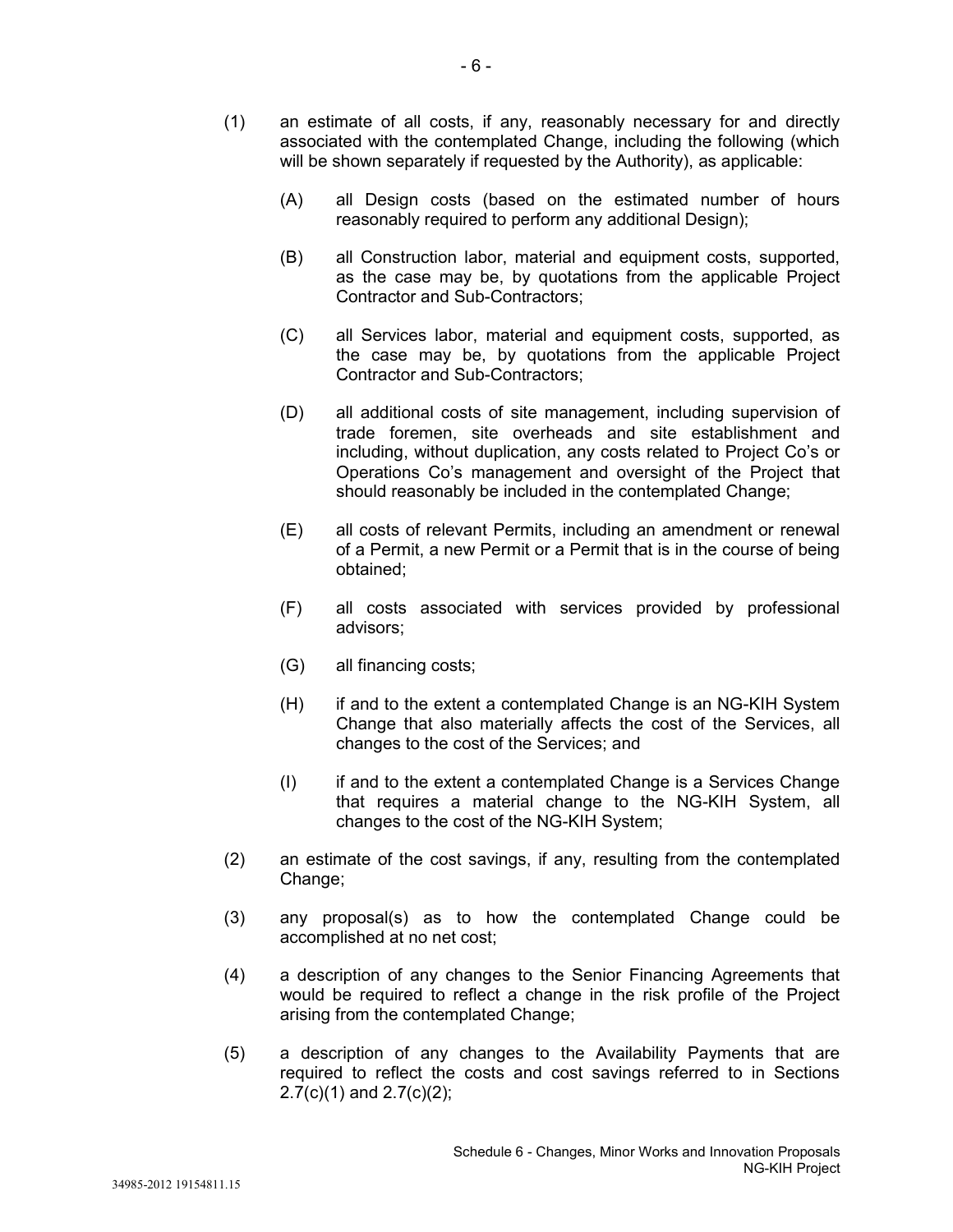(1) an estimate of all costs, if any, reasonably necessary for and directly associated with the contemplated Change, including the following (which will be shown separately if requested by the Authority), as applicable:

   (A) all Design costs (based on the estimated number of hours reasonably required to perform any additional Design);

   (B) all Construction labor, material and equipment costs, supported, as the case may be, by quotations from the applicable Project Contractor and Sub-Contractors;

   (C) all Services labor, material and equipment costs, supported, as the case may be, by quotations from the applicable Project Contractor and Sub-Contractors;

   (D) all additional costs of site management, including supervision of trade foremen, site overheads and site establishment and including, without duplication, any costs related to Project Co's or Operations Co's management and oversight of the Project that should reasonably be included in the contemplated Change;

   (E) all costs of relevant Permits, including an amendment or renewal of a Permit, a new Permit or a Permit that is in the course of being obtained;

   (F) all costs associated with services provided by professional advisors;

   (G) all financing costs;

   (H) if and to the extent a contemplated Change is an NG-KIH System Change that also materially affects the cost of the Services, all changes to the cost of the Services; and

   (I) if and to the extent a contemplated Change is a Services Change that requires a material change to the NG-KIH System, all changes to the cost of the NG-KIH System;

(2) an estimate of the cost savings, if any, resulting from the contemplated Change;

(3) any proposal(s) as to how the contemplated Change could be accomplished at no net cost;

(4) a description of any changes to the Senior Financing Agreements that would be required to reflect a change in the risk profile of the Project arising from the contemplated Change;

(5) a description of any changes to the Availability Payments that are required to reflect the costs and cost savings referred to in Sections 2.7(c)(1) and 2.7(c)(2);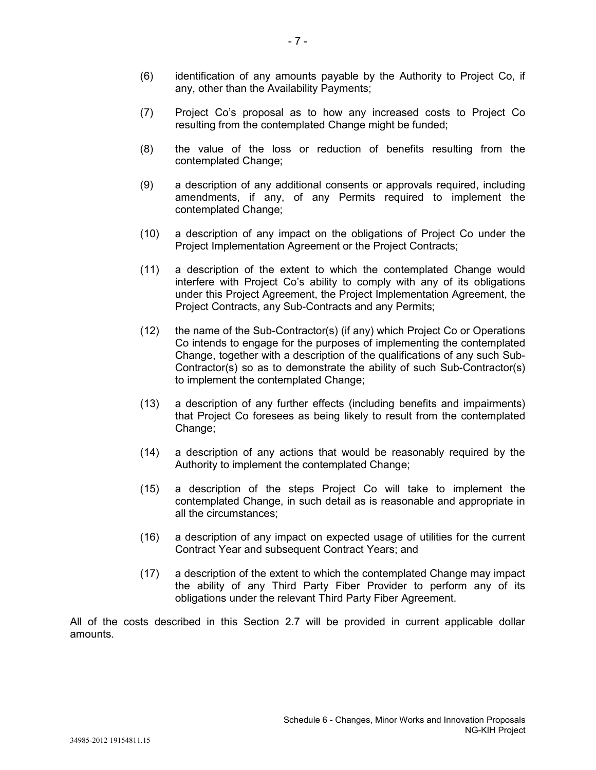(6) identification of any amounts payable by the Authority to Project Co, if any, other than the Availability Payments;

(7) Project Co's proposal as to how any increased costs to Project Co resulting from the contemplated Change might be funded;

(8) the value of the loss or reduction of benefits resulting from the contemplated Change;

(9) a description of any additional consents or approvals required, including amendments, if any, of any Permits required to implement the contemplated Change;

(10) a description of any impact on the obligations of Project Co under the Project Implementation Agreement or the Project Contracts;

(11) a description of the extent to which the contemplated Change would interfere with Project Co's ability to comply with any of its obligations under this Project Agreement, the Project Implementation Agreement, the Project Contracts, any Sub-Contracts and any Permits;

(12) the name of the Sub-Contractor(s) (if any) which Project Co or Operations Co intends to engage for the purposes of implementing the contemplated Change, together with a description of the qualifications of any such Sub-Contractor(s) so as to demonstrate the ability of such Sub-Contractor(s) to implement the contemplated Change;

(13) a description of any further effects (including benefits and impairments) that Project Co foresees as being likely to result from the contemplated Change;

(14) a description of any actions that would be reasonably required by the Authority to implement the contemplated Change;

(15) a description of the steps Project Co will take to implement the contemplated Change, in such detail as is reasonable and appropriate in all the circumstances;

(16) a description of any impact on expected usage of utilities for the current Contract Year and subsequent Contract Years; and

(17) a description of the extent to which the contemplated Change may impact the ability of any Third Party Fiber Provider to perform any of its obligations under the relevant Third Party Fiber Agreement.

All of the costs described in this Section 2.7 will be provided in current applicable dollar amounts.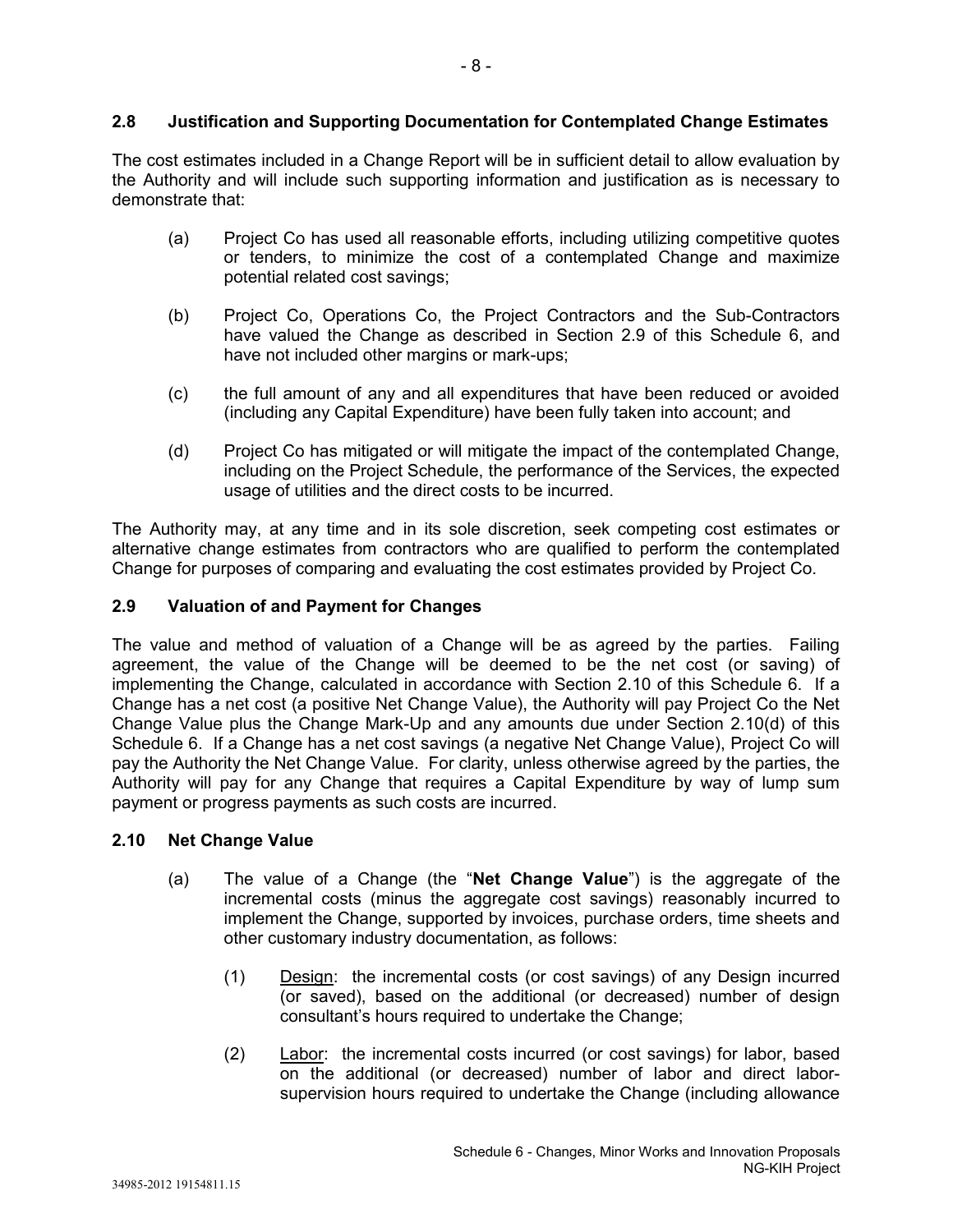## 2.8 Justification and Supporting Documentation for Contemplated Change Estimates

The cost estimates included in a Change Report will be in sufficient detail to allow evaluation by the Authority and will include such supporting information and justification as is necessary to demonstrate that:

(a) Project Co has used all reasonable efforts, including utilizing competitive quotes or tenders, to minimize the cost of a contemplated Change and maximize potential related cost savings;

(b) Project Co, Operations Co, the Project Contractors and the Sub-Contractors have valued the Change as described in Section 2.9 of this Schedule 6, and have not included other margins or mark-ups;

(c) the full amount of any and all expenditures that have been reduced or avoided (including any Capital Expenditure) have been fully taken into account; and

(d) Project Co has mitigated or will mitigate the impact of the contemplated Change, including on the Project Schedule, the performance of the Services, the expected usage of utilities and the direct costs to be incurred.

The Authority may, at any time and in its sole discretion, seek competing cost estimates or alternative change estimates from contractors who are qualified to perform the contemplated Change for purposes of comparing and evaluating the cost estimates provided by Project Co.

## 2.9 Valuation of and Payment for Changes

The value and method of valuation of a Change will be as agreed by the parties. Failing agreement, the value of the Change will be deemed to be the net cost (or saving) of implementing the Change, calculated in accordance with Section 2.10 of this Schedule 6. If a Change has a net cost (a positive Net Change Value), the Authority will pay Project Co the Net Change Value plus the Change Mark-Up and any amounts due under Section 2.10(d) of this Schedule 6. If a Change has a net cost savings (a negative Net Change Value), Project Co will pay the Authority the Net Change Value. For clarity, unless otherwise agreed by the parties, the Authority will pay for any Change that requires a Capital Expenditure by way of lump sum payment or progress payments as such costs are incurred.

## 2.10 Net Change Value

(a) The value of a Change (the "**Net Change Value**") is the aggregate of the incremental costs (minus the aggregate cost savings) reasonably incurred to implement the Change, supported by invoices, purchase orders, time sheets and other customary industry documentation, as follows:

(1) Design: the incremental costs (or cost savings) of any Design incurred (or saved), based on the additional (or decreased) number of design consultant's hours required to undertake the Change;

(2) Labor: the incremental costs incurred (or cost savings) for labor, based on the additional (or decreased) number of labor and direct labor-supervision hours required to undertake the Change (including allowance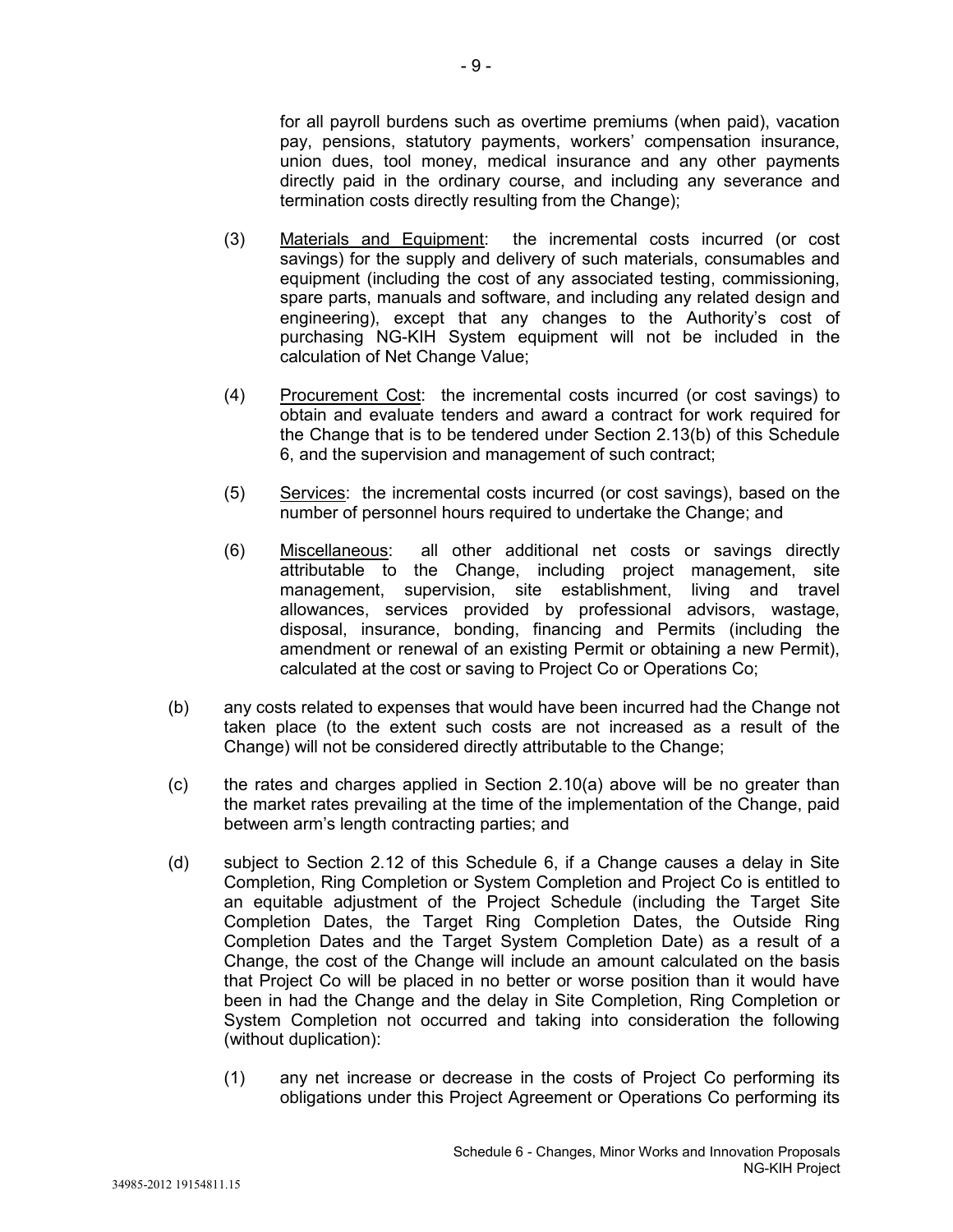for all payroll burdens such as overtime premiums (when paid), vacation pay, pensions, statutory payments, workers' compensation insurance, union dues, tool money, medical insurance and any other payments directly paid in the ordinary course, and including any severance and termination costs directly resulting from the Change);

(3) Materials and Equipment: the incremental costs incurred (or cost savings) for the supply and delivery of such materials, consumables and equipment (including the cost of any associated testing, commissioning, spare parts, manuals and software, and including any related design and engineering), except that any changes to the Authority's cost of purchasing NG-KIH System equipment will not be included in the calculation of Net Change Value;

(4) Procurement Cost: the incremental costs incurred (or cost savings) to obtain and evaluate tenders and award a contract for work required for the Change that is to be tendered under Section 2.13(b) of this Schedule 6, and the supervision and management of such contract;

(5) Services: the incremental costs incurred (or cost savings), based on the number of personnel hours required to undertake the Change; and

(6) Miscellaneous: all other additional net costs or savings directly attributable to the Change, including project management, site management, supervision, site establishment, living and travel allowances, services provided by professional advisors, wastage, disposal, insurance, bonding, financing and Permits (including the amendment or renewal of an existing Permit or obtaining a new Permit), calculated at the cost or saving to Project Co or Operations Co;

(b) any costs related to expenses that would have been incurred had the Change not taken place (to the extent such costs are not increased as a result of the Change) will not be considered directly attributable to the Change;

(c) the rates and charges applied in Section 2.10(a) above will be no greater than the market rates prevailing at the time of the implementation of the Change, paid between arm's length contracting parties; and

(d) subject to Section 2.12 of this Schedule 6, if a Change causes a delay in Site Completion, Ring Completion or System Completion and Project Co is entitled to an equitable adjustment of the Project Schedule (including the Target Site Completion Dates, the Target Ring Completion Dates, the Outside Ring Completion Dates and the Target System Completion Date) as a result of a Change, the cost of the Change will include an amount calculated on the basis that Project Co will be placed in no better or worse position than it would have been in had the Change and the delay in Site Completion, Ring Completion or System Completion not occurred and taking into consideration the following (without duplication):

(1) any net increase or decrease in the costs of Project Co performing its obligations under this Project Agreement or Operations Co performing its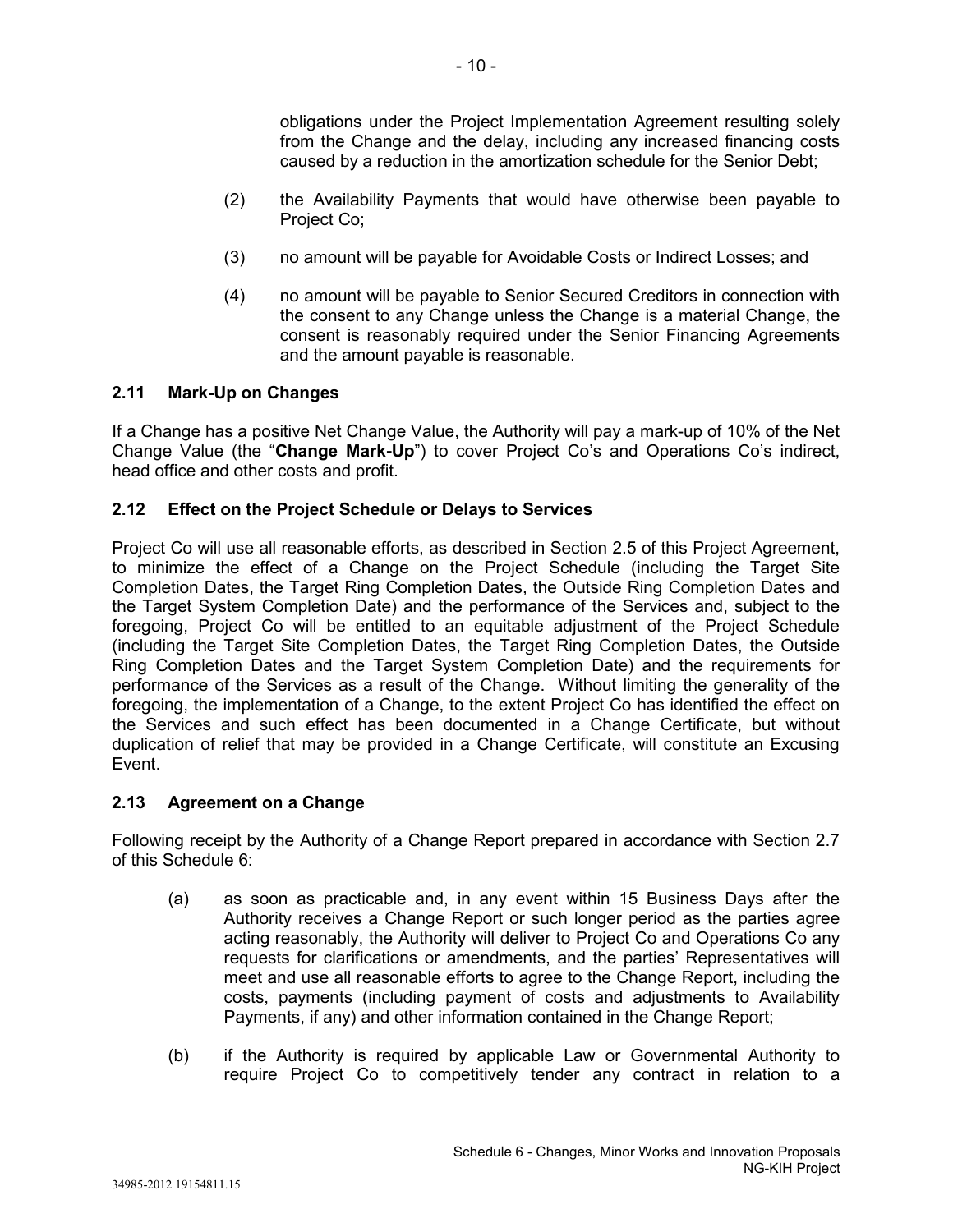obligations under the Project Implementation Agreement resulting solely from the Change and the delay, including any increased financing costs caused by a reduction in the amortization schedule for the Senior Debt;

(2) the Availability Payments that would have otherwise been payable to Project Co;

(3) no amount will be payable for Avoidable Costs or Indirect Losses; and

(4) no amount will be payable to Senior Secured Creditors in connection with the consent to any Change unless the Change is a material Change, the consent is reasonably required under the Senior Financing Agreements and the amount payable is reasonable.

### 2.11 Mark-Up on Changes

If a Change has a positive Net Change Value, the Authority will pay a mark-up of 10% of the Net Change Value (the "**Change Mark-Up**") to cover Project Co's and Operations Co's indirect, head office and other costs and profit.

### 2.12 Effect on the Project Schedule or Delays to Services

Project Co will use all reasonable efforts, as described in Section 2.5 of this Project Agreement, to minimize the effect of a Change on the Project Schedule (including the Target Site Completion Dates, the Target Ring Completion Dates, the Outside Ring Completion Dates and the Target System Completion Date) and the performance of the Services and, subject to the foregoing, Project Co will be entitled to an equitable adjustment of the Project Schedule (including the Target Site Completion Dates, the Target Ring Completion Dates, the Outside Ring Completion Dates and the Target System Completion Date) and the requirements for performance of the Services as a result of the Change. Without limiting the generality of the foregoing, the implementation of a Change, to the extent Project Co has identified the effect on the Services and such effect has been documented in a Change Certificate, but without duplication of relief that may be provided in a Change Certificate, will constitute an Excusing Event.

### 2.13 Agreement on a Change

Following receipt by the Authority of a Change Report prepared in accordance with Section 2.7 of this Schedule 6:

(a) as soon as practicable and, in any event within 15 Business Days after the Authority receives a Change Report or such longer period as the parties agree acting reasonably, the Authority will deliver to Project Co and Operations Co any requests for clarifications or amendments, and the parties' Representatives will meet and use all reasonable efforts to agree to the Change Report, including the costs, payments (including payment of costs and adjustments to Availability Payments, if any) and other information contained in the Change Report;

(b) if the Authority is required by applicable Law or Governmental Authority to require Project Co to competitively tender any contract in relation to a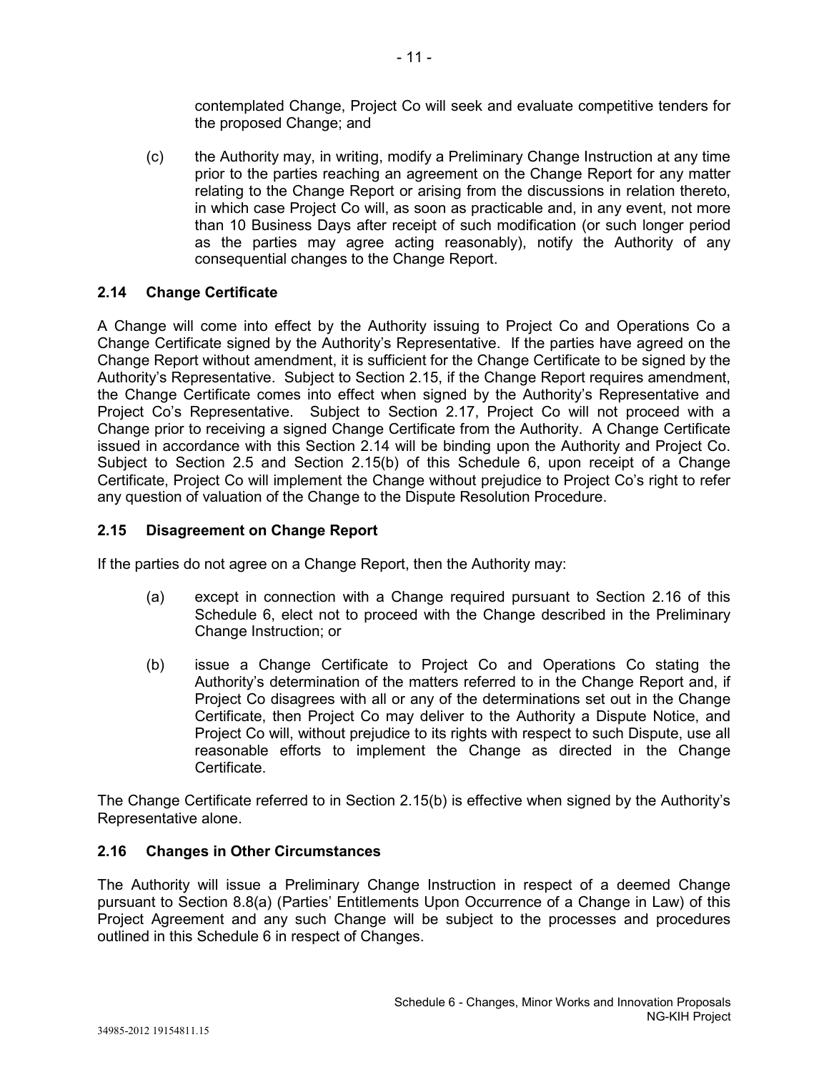contemplated Change, Project Co will seek and evaluate competitive tenders for the proposed Change; and

(c) the Authority may, in writing, modify a Preliminary Change Instruction at any time prior to the parties reaching an agreement on the Change Report for any matter relating to the Change Report or arising from the discussions in relation thereto, in which case Project Co will, as soon as practicable and, in any event, not more than 10 Business Days after receipt of such modification (or such longer period as the parties may agree acting reasonably), notify the Authority of any consequential changes to the Change Report.

### 2.14 Change Certificate

A Change will come into effect by the Authority issuing to Project Co and Operations Co a Change Certificate signed by the Authority's Representative. If the parties have agreed on the Change Report without amendment, it is sufficient for the Change Certificate to be signed by the Authority's Representative. Subject to Section 2.15, if the Change Report requires amendment, the Change Certificate comes into effect when signed by the Authority's Representative and Project Co's Representative. Subject to Section 2.17, Project Co will not proceed with a Change prior to receiving a signed Change Certificate from the Authority. A Change Certificate issued in accordance with this Section 2.14 will be binding upon the Authority and Project Co. Subject to Section 2.5 and Section 2.15(b) of this Schedule 6, upon receipt of a Change Certificate, Project Co will implement the Change without prejudice to Project Co's right to refer any question of valuation of the Change to the Dispute Resolution Procedure.

### 2.15 Disagreement on Change Report

If the parties do not agree on a Change Report, then the Authority may:

(a) except in connection with a Change required pursuant to Section 2.16 of this Schedule 6, elect not to proceed with the Change described in the Preliminary Change Instruction; or

(b) issue a Change Certificate to Project Co and Operations Co stating the Authority's determination of the matters referred to in the Change Report and, if Project Co disagrees with all or any of the determinations set out in the Change Certificate, then Project Co may deliver to the Authority a Dispute Notice, and Project Co will, without prejudice to its rights with respect to such Dispute, use all reasonable efforts to implement the Change as directed in the Change Certificate.

The Change Certificate referred to in Section 2.15(b) is effective when signed by the Authority's Representative alone.

### 2.16 Changes in Other Circumstances

The Authority will issue a Preliminary Change Instruction in respect of a deemed Change pursuant to Section 8.8(a) (Parties' Entitlements Upon Occurrence of a Change in Law) of this Project Agreement and any such Change will be subject to the processes and procedures outlined in this Schedule 6 in respect of Changes.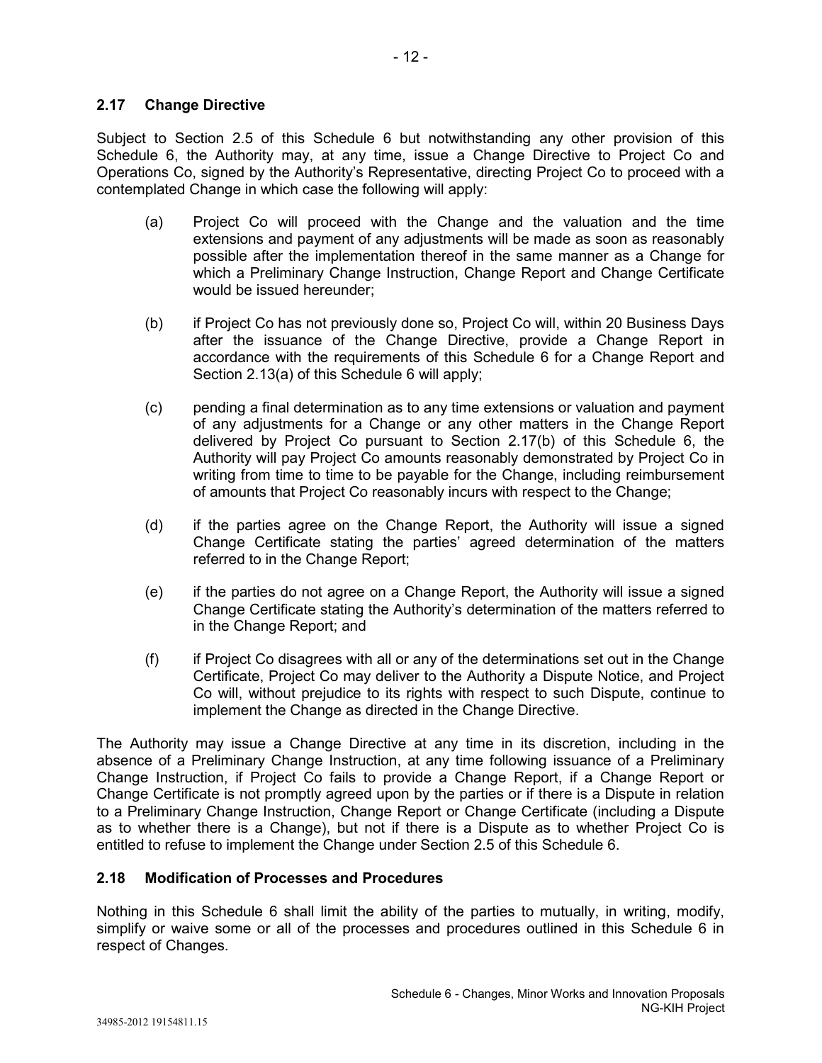## 2.17 Change Directive

Subject to Section 2.5 of this Schedule 6 but notwithstanding any other provision of this Schedule 6, the Authority may, at any time, issue a Change Directive to Project Co and Operations Co, signed by the Authority's Representative, directing Project Co to proceed with a contemplated Change in which case the following will apply:

(a) Project Co will proceed with the Change and the valuation and the time extensions and payment of any adjustments will be made as soon as reasonably possible after the implementation thereof in the same manner as a Change for which a Preliminary Change Instruction, Change Report and Change Certificate would be issued hereunder;

(b) if Project Co has not previously done so, Project Co will, within 20 Business Days after the issuance of the Change Directive, provide a Change Report in accordance with the requirements of this Schedule 6 for a Change Report and Section 2.13(a) of this Schedule 6 will apply;

(c) pending a final determination as to any time extensions or valuation and payment of any adjustments for a Change or any other matters in the Change Report delivered by Project Co pursuant to Section 2.17(b) of this Schedule 6, the Authority will pay Project Co amounts reasonably demonstrated by Project Co in writing from time to time to be payable for the Change, including reimbursement of amounts that Project Co reasonably incurs with respect to the Change;

(d) if the parties agree on the Change Report, the Authority will issue a signed Change Certificate stating the parties' agreed determination of the matters referred to in the Change Report;

(e) if the parties do not agree on a Change Report, the Authority will issue a signed Change Certificate stating the Authority's determination of the matters referred to in the Change Report; and

(f) if Project Co disagrees with all or any of the determinations set out in the Change Certificate, Project Co may deliver to the Authority a Dispute Notice, and Project Co will, without prejudice to its rights with respect to such Dispute, continue to implement the Change as directed in the Change Directive.

The Authority may issue a Change Directive at any time in its discretion, including in the absence of a Preliminary Change Instruction, at any time following issuance of a Preliminary Change Instruction, if Project Co fails to provide a Change Report, if a Change Report or Change Certificate is not promptly agreed upon by the parties or if there is a Dispute in relation to a Preliminary Change Instruction, Change Report or Change Certificate (including a Dispute as to whether there is a Change), but not if there is a Dispute as to whether Project Co is entitled to refuse to implement the Change under Section 2.5 of this Schedule 6.

## 2.18 Modification of Processes and Procedures

Nothing in this Schedule 6 shall limit the ability of the parties to mutually, in writing, modify, simplify or waive some or all of the processes and procedures outlined in this Schedule 6 in respect of Changes.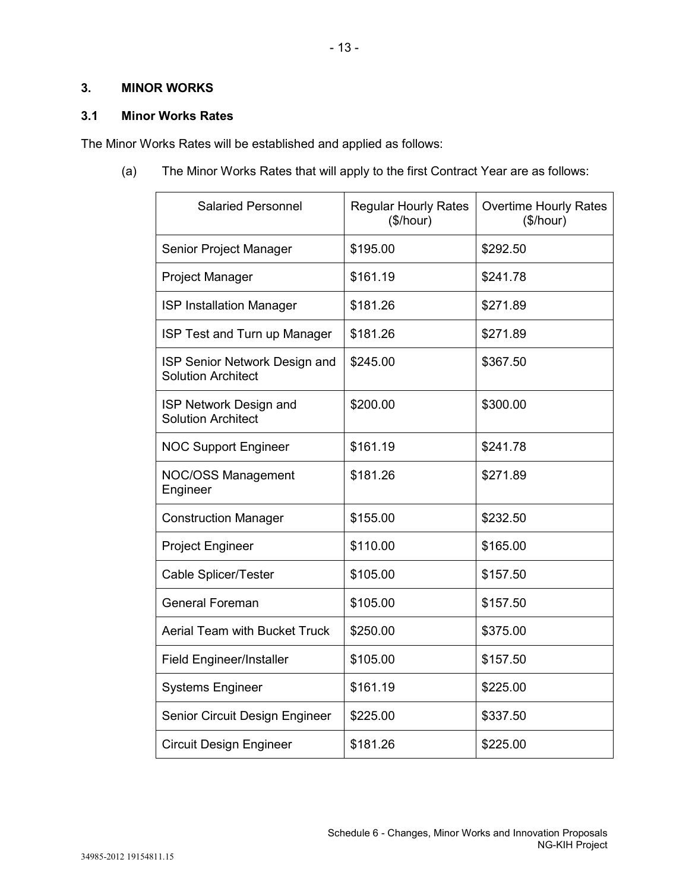## 3. MINOR WORKS

### 3.1 Minor Works Rates

The Minor Works Rates will be established and applied as follows:

(a) The Minor Works Rates that will apply to the first Contract Year are as follows:

| Salaried Personnel | Regular Hourly Rates ($/hour) | Overtime Hourly Rates ($/hour) |
|---|---|---|
| Senior Project Manager | $195.00 | $292.50 |
| Project Manager | $161.19 | $241.78 |
| ISP Installation Manager | $181.26 | $271.89 |
| ISP Test and Turn up Manager | $181.26 | $271.89 |
| ISP Senior Network Design and Solution Architect | $245.00 | $367.50 |
| ISP Network Design and Solution Architect | $200.00 | $300.00 |
| NOC Support Engineer | $161.19 | $241.78 |
| NOC/OSS Management Engineer | $181.26 | $271.89 |
| Construction Manager | $155.00 | $232.50 |
| Project Engineer | $110.00 | $165.00 |
| Cable Splicer/Tester | $105.00 | $157.50 |
| General Foreman | $105.00 | $157.50 |
| Aerial Team with Bucket Truck | $250.00 | $375.00 |
| Field Engineer/Installer | $105.00 | $157.50 |
| Systems Engineer | $161.19 | $225.00 |
| Senior Circuit Design Engineer | $225.00 | $337.50 |
| Circuit Design Engineer | $181.26 | $225.00 |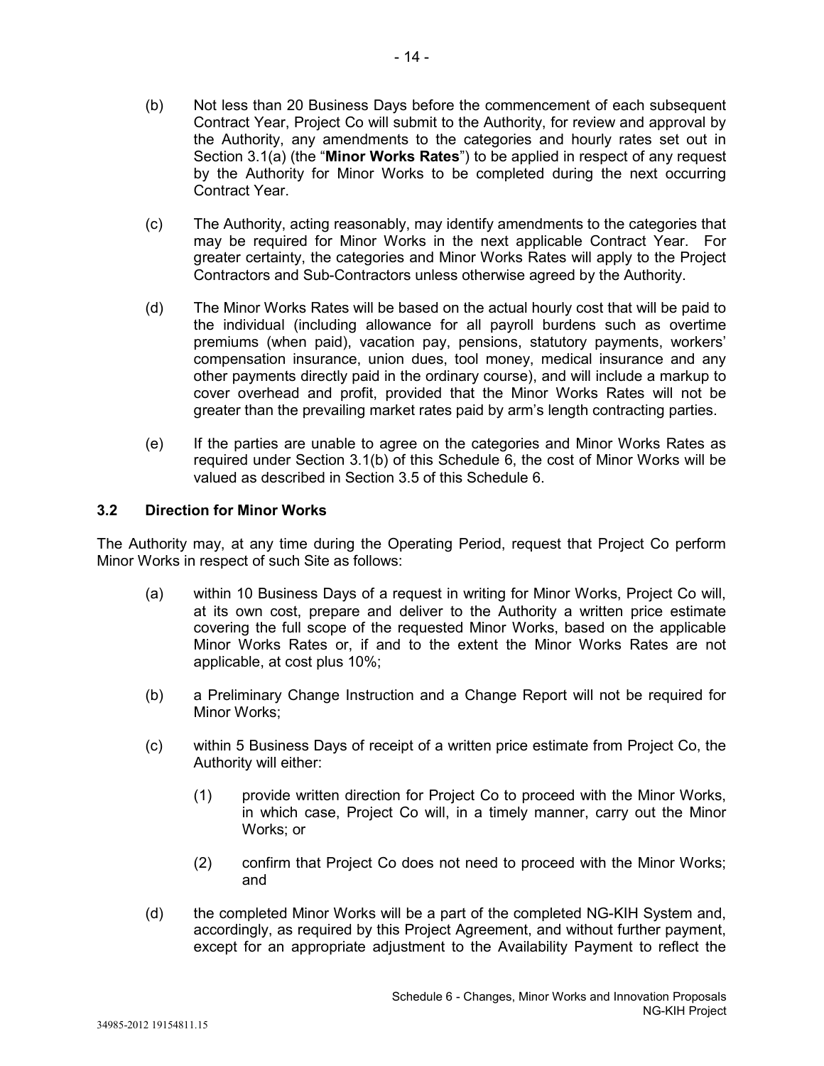(b) Not less than 20 Business Days before the commencement of each subsequent Contract Year, Project Co will submit to the Authority, for review and approval by the Authority, any amendments to the categories and hourly rates set out in Section 3.1(a) (the "**Minor Works Rates**") to be applied in respect of any request by the Authority for Minor Works to be completed during the next occurring Contract Year.

(c) The Authority, acting reasonably, may identify amendments to the categories that may be required for Minor Works in the next applicable Contract Year. For greater certainty, the categories and Minor Works Rates will apply to the Project Contractors and Sub-Contractors unless otherwise agreed by the Authority.

(d) The Minor Works Rates will be based on the actual hourly cost that will be paid to the individual (including allowance for all payroll burdens such as overtime premiums (when paid), vacation pay, pensions, statutory payments, workers' compensation insurance, union dues, tool money, medical insurance and any other payments directly paid in the ordinary course), and will include a markup to cover overhead and profit, provided that the Minor Works Rates will not be greater than the prevailing market rates paid by arm's length contracting parties.

(e) If the parties are unable to agree on the categories and Minor Works Rates as required under Section 3.1(b) of this Schedule 6, the cost of Minor Works will be valued as described in Section 3.5 of this Schedule 6.

### 3.2 Direction for Minor Works

The Authority may, at any time during the Operating Period, request that Project Co perform Minor Works in respect of such Site as follows:

(a) within 10 Business Days of a request in writing for Minor Works, Project Co will, at its own cost, prepare and deliver to the Authority a written price estimate covering the full scope of the requested Minor Works, based on the applicable Minor Works Rates or, if and to the extent the Minor Works Rates are not applicable, at cost plus 10%;

(b) a Preliminary Change Instruction and a Change Report will not be required for Minor Works;

(c) within 5 Business Days of receipt of a written price estimate from Project Co, the Authority will either:

  (1) provide written direction for Project Co to proceed with the Minor Works, in which case, Project Co will, in a timely manner, carry out the Minor Works; or

  (2) confirm that Project Co does not need to proceed with the Minor Works; and

(d) the completed Minor Works will be a part of the completed NG-KIH System and, accordingly, as required by this Project Agreement, and without further payment, except for an appropriate adjustment to the Availability Payment to reflect the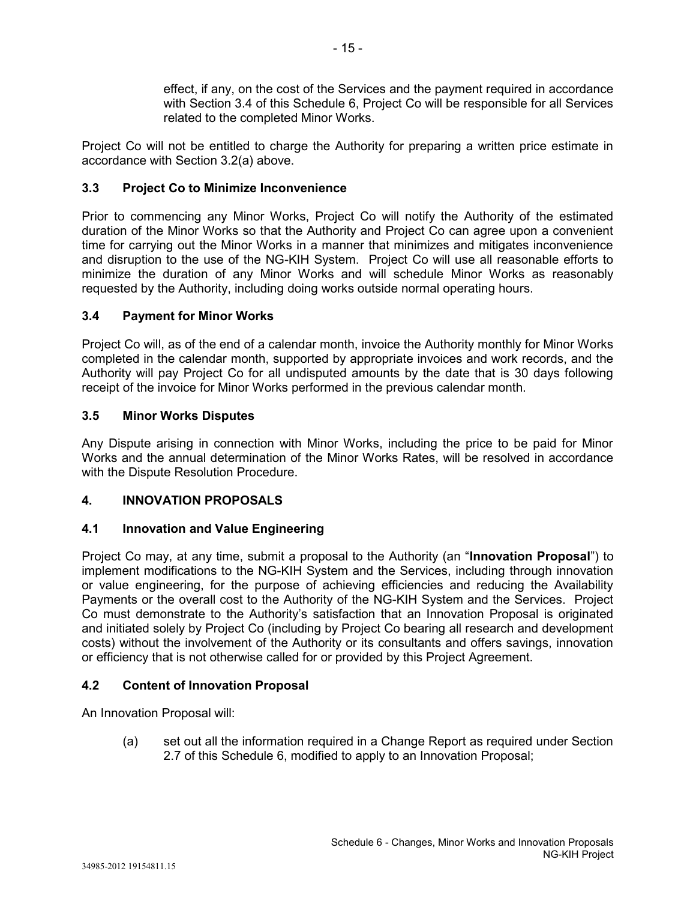effect, if any, on the cost of the Services and the payment required in accordance with Section 3.4 of this Schedule 6, Project Co will be responsible for all Services related to the completed Minor Works.

Project Co will not be entitled to charge the Authority for preparing a written price estimate in accordance with Section 3.2(a) above.

### 3.3 Project Co to Minimize Inconvenience

Prior to commencing any Minor Works, Project Co will notify the Authority of the estimated duration of the Minor Works so that the Authority and Project Co can agree upon a convenient time for carrying out the Minor Works in a manner that minimizes and mitigates inconvenience and disruption to the use of the NG-KIH System. Project Co will use all reasonable efforts to minimize the duration of any Minor Works and will schedule Minor Works as reasonably requested by the Authority, including doing works outside normal operating hours.

### 3.4 Payment for Minor Works

Project Co will, as of the end of a calendar month, invoice the Authority monthly for Minor Works completed in the calendar month, supported by appropriate invoices and work records, and the Authority will pay Project Co for all undisputed amounts by the date that is 30 days following receipt of the invoice for Minor Works performed in the previous calendar month.

### 3.5 Minor Works Disputes

Any Dispute arising in connection with Minor Works, including the price to be paid for Minor Works and the annual determination of the Minor Works Rates, will be resolved in accordance with the Dispute Resolution Procedure.

## 4. INNOVATION PROPOSALS

### 4.1 Innovation and Value Engineering

Project Co may, at any time, submit a proposal to the Authority (an "**Innovation Proposal**") to implement modifications to the NG-KIH System and the Services, including through innovation or value engineering, for the purpose of achieving efficiencies and reducing the Availability Payments or the overall cost to the Authority of the NG-KIH System and the Services. Project Co must demonstrate to the Authority's satisfaction that an Innovation Proposal is originated and initiated solely by Project Co (including by Project Co bearing all research and development costs) without the involvement of the Authority or its consultants and offers savings, innovation or efficiency that is not otherwise called for or provided by this Project Agreement.

### 4.2 Content of Innovation Proposal

An Innovation Proposal will:

(a) set out all the information required in a Change Report as required under Section 2.7 of this Schedule 6, modified to apply to an Innovation Proposal;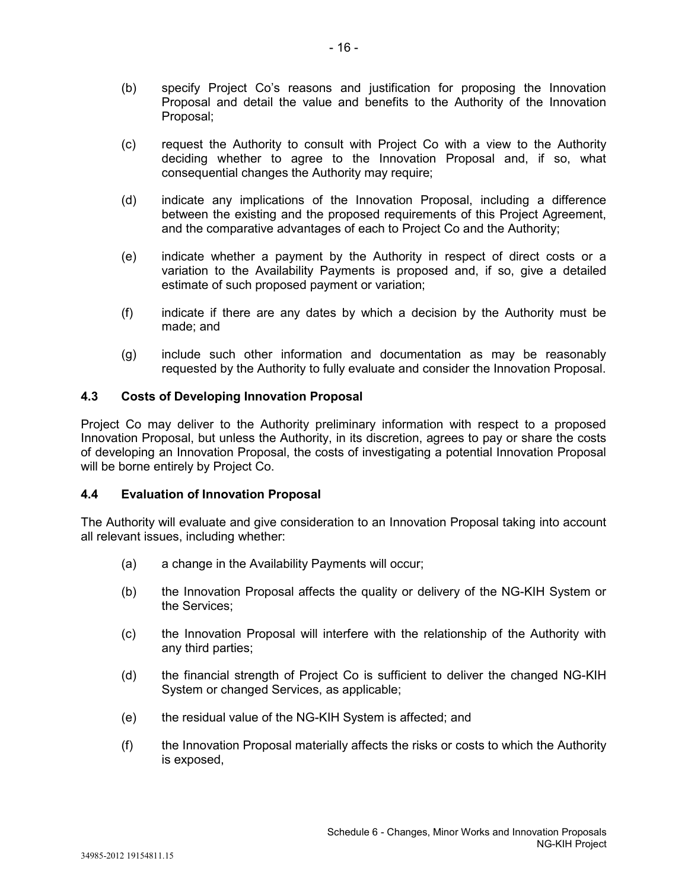(b) specify Project Co's reasons and justification for proposing the Innovation Proposal and detail the value and benefits to the Authority of the Innovation Proposal;

(c) request the Authority to consult with Project Co with a view to the Authority deciding whether to agree to the Innovation Proposal and, if so, what consequential changes the Authority may require;

(d) indicate any implications of the Innovation Proposal, including a difference between the existing and the proposed requirements of this Project Agreement, and the comparative advantages of each to Project Co and the Authority;

(e) indicate whether a payment by the Authority in respect of direct costs or a variation to the Availability Payments is proposed and, if so, give a detailed estimate of such proposed payment or variation;

(f) indicate if there are any dates by which a decision by the Authority must be made; and

(g) include such other information and documentation as may be reasonably requested by the Authority to fully evaluate and consider the Innovation Proposal.

### 4.3 Costs of Developing Innovation Proposal

Project Co may deliver to the Authority preliminary information with respect to a proposed Innovation Proposal, but unless the Authority, in its discretion, agrees to pay or share the costs of developing an Innovation Proposal, the costs of investigating a potential Innovation Proposal will be borne entirely by Project Co.

### 4.4 Evaluation of Innovation Proposal

The Authority will evaluate and give consideration to an Innovation Proposal taking into account all relevant issues, including whether:

(a) a change in the Availability Payments will occur;

(b) the Innovation Proposal affects the quality or delivery of the NG-KIH System or the Services;

(c) the Innovation Proposal will interfere with the relationship of the Authority with any third parties;

(d) the financial strength of Project Co is sufficient to deliver the changed NG-KIH System or changed Services, as applicable;

(e) the residual value of the NG-KIH System is affected; and

(f) the Innovation Proposal materially affects the risks or costs to which the Authority is exposed,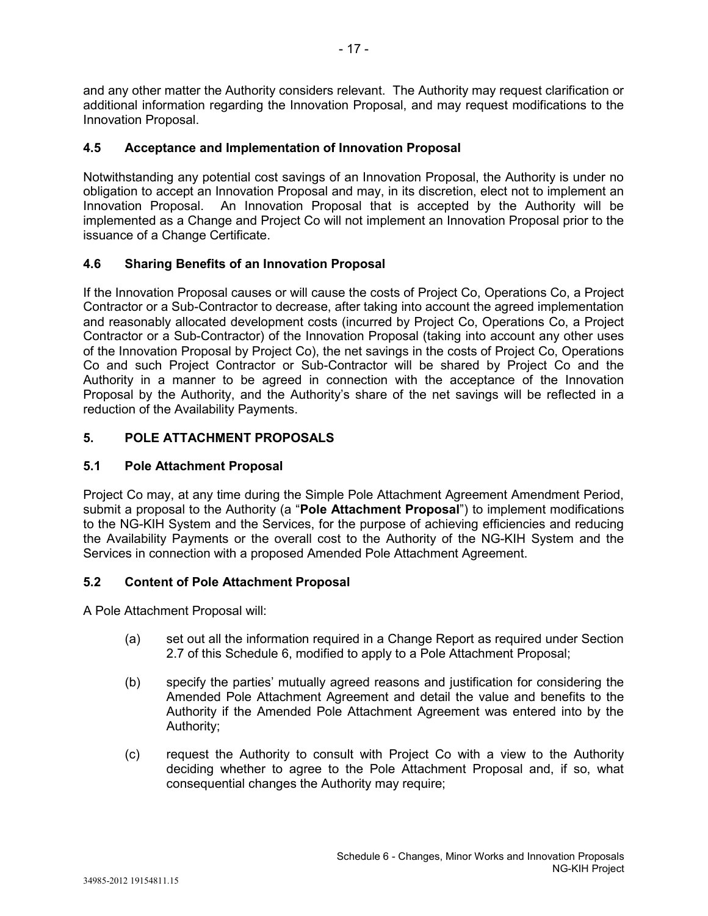and any other matter the Authority considers relevant. The Authority may request clarification or additional information regarding the Innovation Proposal, and may request modifications to the Innovation Proposal.

### 4.5 Acceptance and Implementation of Innovation Proposal

Notwithstanding any potential cost savings of an Innovation Proposal, the Authority is under no obligation to accept an Innovation Proposal and may, in its discretion, elect not to implement an Innovation Proposal. An Innovation Proposal that is accepted by the Authority will be implemented as a Change and Project Co will not implement an Innovation Proposal prior to the issuance of a Change Certificate.

### 4.6 Sharing Benefits of an Innovation Proposal

If the Innovation Proposal causes or will cause the costs of Project Co, Operations Co, a Project Contractor or a Sub-Contractor to decrease, after taking into account the agreed implementation and reasonably allocated development costs (incurred by Project Co, Operations Co, a Project Contractor or a Sub-Contractor) of the Innovation Proposal (taking into account any other uses of the Innovation Proposal by Project Co), the net savings in the costs of Project Co, Operations Co and such Project Contractor or Sub-Contractor will be shared by Project Co and the Authority in a manner to be agreed in connection with the acceptance of the Innovation Proposal by the Authority, and the Authority's share of the net savings will be reflected in a reduction of the Availability Payments.

## 5. POLE ATTACHMENT PROPOSALS

### 5.1 Pole Attachment Proposal

Project Co may, at any time during the Simple Pole Attachment Agreement Amendment Period, submit a proposal to the Authority (a "**Pole Attachment Proposal**") to implement modifications to the NG-KIH System and the Services, for the purpose of achieving efficiencies and reducing the Availability Payments or the overall cost to the Authority of the NG-KIH System and the Services in connection with a proposed Amended Pole Attachment Agreement.

### 5.2 Content of Pole Attachment Proposal

A Pole Attachment Proposal will:

(a) set out all the information required in a Change Report as required under Section 2.7 of this Schedule 6, modified to apply to a Pole Attachment Proposal;

(b) specify the parties' mutually agreed reasons and justification for considering the Amended Pole Attachment Agreement and detail the value and benefits to the Authority if the Amended Pole Attachment Agreement was entered into by the Authority;

(c) request the Authority to consult with Project Co with a view to the Authority deciding whether to agree to the Pole Attachment Proposal and, if so, what consequential changes the Authority may require;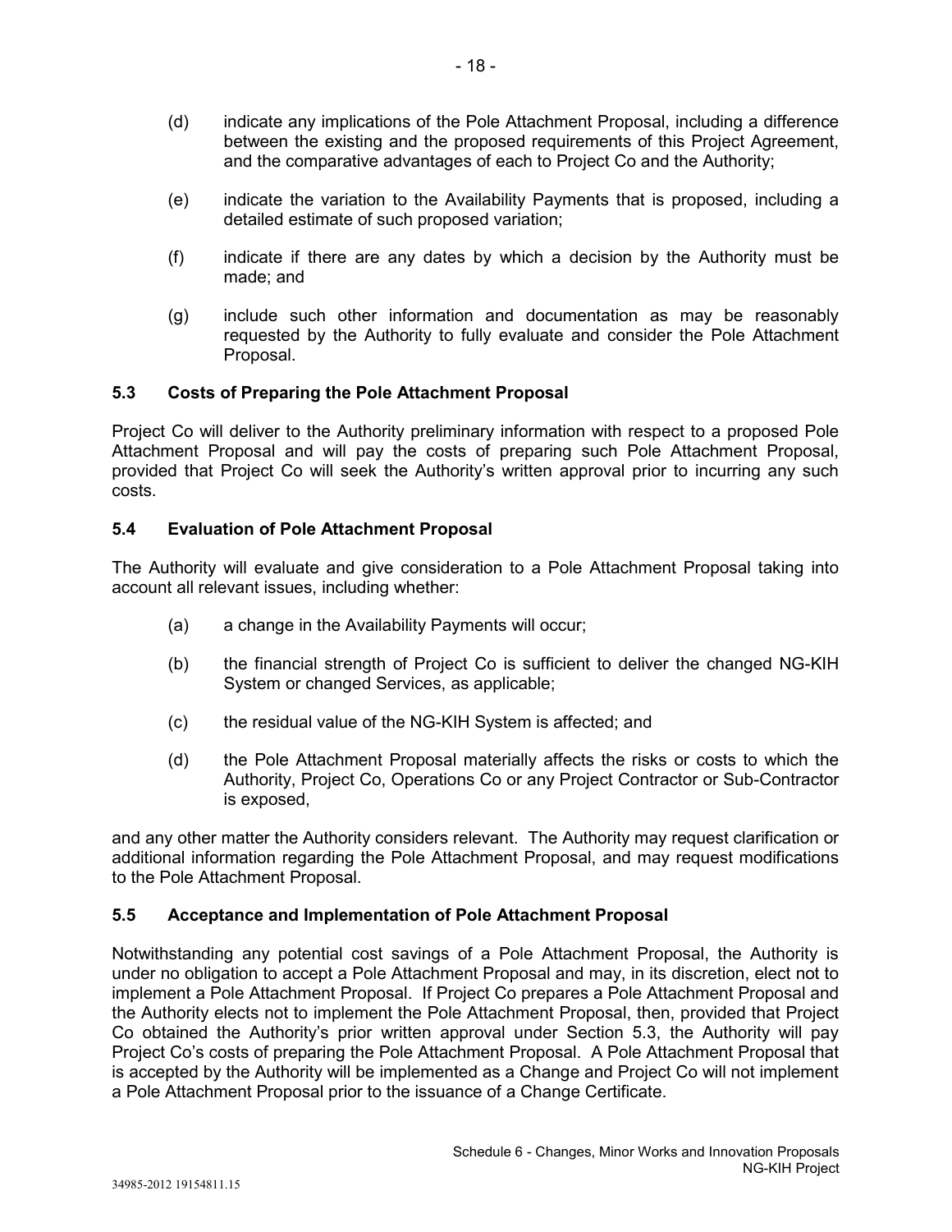(d) indicate any implications of the Pole Attachment Proposal, including a difference between the existing and the proposed requirements of this Project Agreement, and the comparative advantages of each to Project Co and the Authority;

(e) indicate the variation to the Availability Payments that is proposed, including a detailed estimate of such proposed variation;

(f) indicate if there are any dates by which a decision by the Authority must be made; and

(g) include such other information and documentation as may be reasonably requested by the Authority to fully evaluate and consider the Pole Attachment Proposal.

### 5.3 Costs of Preparing the Pole Attachment Proposal

Project Co will deliver to the Authority preliminary information with respect to a proposed Pole Attachment Proposal and will pay the costs of preparing such Pole Attachment Proposal, provided that Project Co will seek the Authority's written approval prior to incurring any such costs.

### 5.4 Evaluation of Pole Attachment Proposal

The Authority will evaluate and give consideration to a Pole Attachment Proposal taking into account all relevant issues, including whether:

(a) a change in the Availability Payments will occur;

(b) the financial strength of Project Co is sufficient to deliver the changed NG-KIH System or changed Services, as applicable;

(c) the residual value of the NG-KIH System is affected; and

(d) the Pole Attachment Proposal materially affects the risks or costs to which the Authority, Project Co, Operations Co or any Project Contractor or Sub-Contractor is exposed,

and any other matter the Authority considers relevant. The Authority may request clarification or additional information regarding the Pole Attachment Proposal, and may request modifications to the Pole Attachment Proposal.

### 5.5 Acceptance and Implementation of Pole Attachment Proposal

Notwithstanding any potential cost savings of a Pole Attachment Proposal, the Authority is under no obligation to accept a Pole Attachment Proposal and may, in its discretion, elect not to implement a Pole Attachment Proposal. If Project Co prepares a Pole Attachment Proposal and the Authority elects not to implement the Pole Attachment Proposal, then, provided that Project Co obtained the Authority's prior written approval under Section 5.3, the Authority will pay Project Co's costs of preparing the Pole Attachment Proposal. A Pole Attachment Proposal that is accepted by the Authority will be implemented as a Change and Project Co will not implement a Pole Attachment Proposal prior to the issuance of a Change Certificate.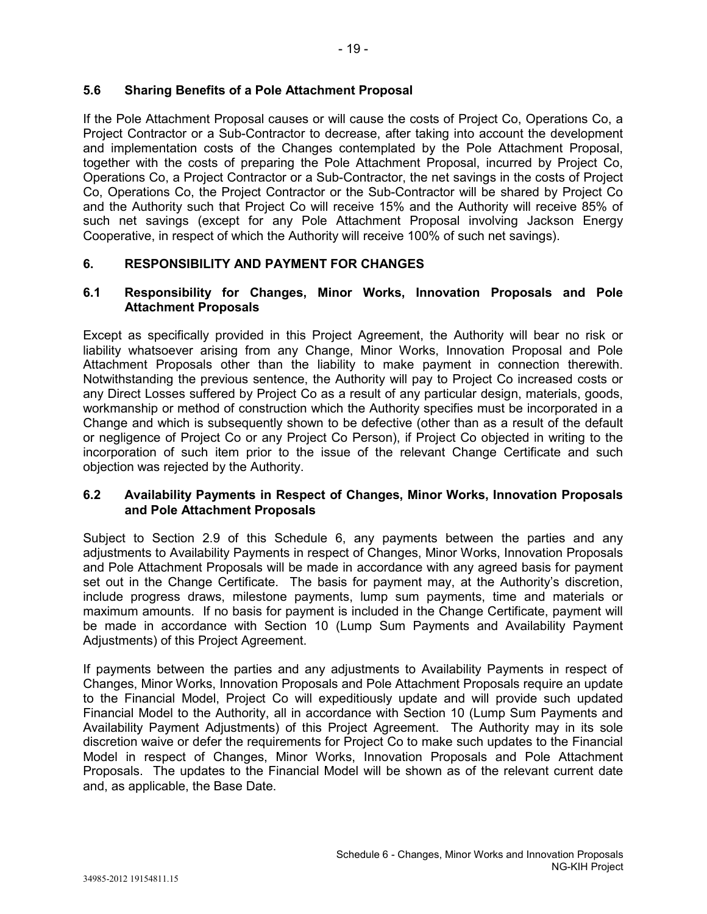### 5.6 Sharing Benefits of a Pole Attachment Proposal

If the Pole Attachment Proposal causes or will cause the costs of Project Co, Operations Co, a Project Contractor or a Sub-Contractor to decrease, after taking into account the development and implementation costs of the Changes contemplated by the Pole Attachment Proposal, together with the costs of preparing the Pole Attachment Proposal, incurred by Project Co, Operations Co, a Project Contractor or a Sub-Contractor, the net savings in the costs of Project Co, Operations Co, the Project Contractor or the Sub-Contractor will be shared by Project Co and the Authority such that Project Co will receive 15% and the Authority will receive 85% of such net savings (except for any Pole Attachment Proposal involving Jackson Energy Cooperative, in respect of which the Authority will receive 100% of such net savings).

## 6. RESPONSIBILITY AND PAYMENT FOR CHANGES

### 6.1 Responsibility for Changes, Minor Works, Innovation Proposals and Pole Attachment Proposals

Except as specifically provided in this Project Agreement, the Authority will bear no risk or liability whatsoever arising from any Change, Minor Works, Innovation Proposal and Pole Attachment Proposals other than the liability to make payment in connection therewith. Notwithstanding the previous sentence, the Authority will pay to Project Co increased costs or any Direct Losses suffered by Project Co as a result of any particular design, materials, goods, workmanship or method of construction which the Authority specifies must be incorporated in a Change and which is subsequently shown to be defective (other than as a result of the default or negligence of Project Co or any Project Co Person), if Project Co objected in writing to the incorporation of such item prior to the issue of the relevant Change Certificate and such objection was rejected by the Authority.

### 6.2 Availability Payments in Respect of Changes, Minor Works, Innovation Proposals and Pole Attachment Proposals

Subject to Section 2.9 of this Schedule 6, any payments between the parties and any adjustments to Availability Payments in respect of Changes, Minor Works, Innovation Proposals and Pole Attachment Proposals will be made in accordance with any agreed basis for payment set out in the Change Certificate. The basis for payment may, at the Authority's discretion, include progress draws, milestone payments, lump sum payments, time and materials or maximum amounts. If no basis for payment is included in the Change Certificate, payment will be made in accordance with Section 10 (Lump Sum Payments and Availability Payment Adjustments) of this Project Agreement.

If payments between the parties and any adjustments to Availability Payments in respect of Changes, Minor Works, Innovation Proposals and Pole Attachment Proposals require an update to the Financial Model, Project Co will expeditiously update and will provide such updated Financial Model to the Authority, all in accordance with Section 10 (Lump Sum Payments and Availability Payment Adjustments) of this Project Agreement. The Authority may in its sole discretion waive or defer the requirements for Project Co to make such updates to the Financial Model in respect of Changes, Minor Works, Innovation Proposals and Pole Attachment Proposals. The updates to the Financial Model will be shown as of the relevant current date and, as applicable, the Base Date.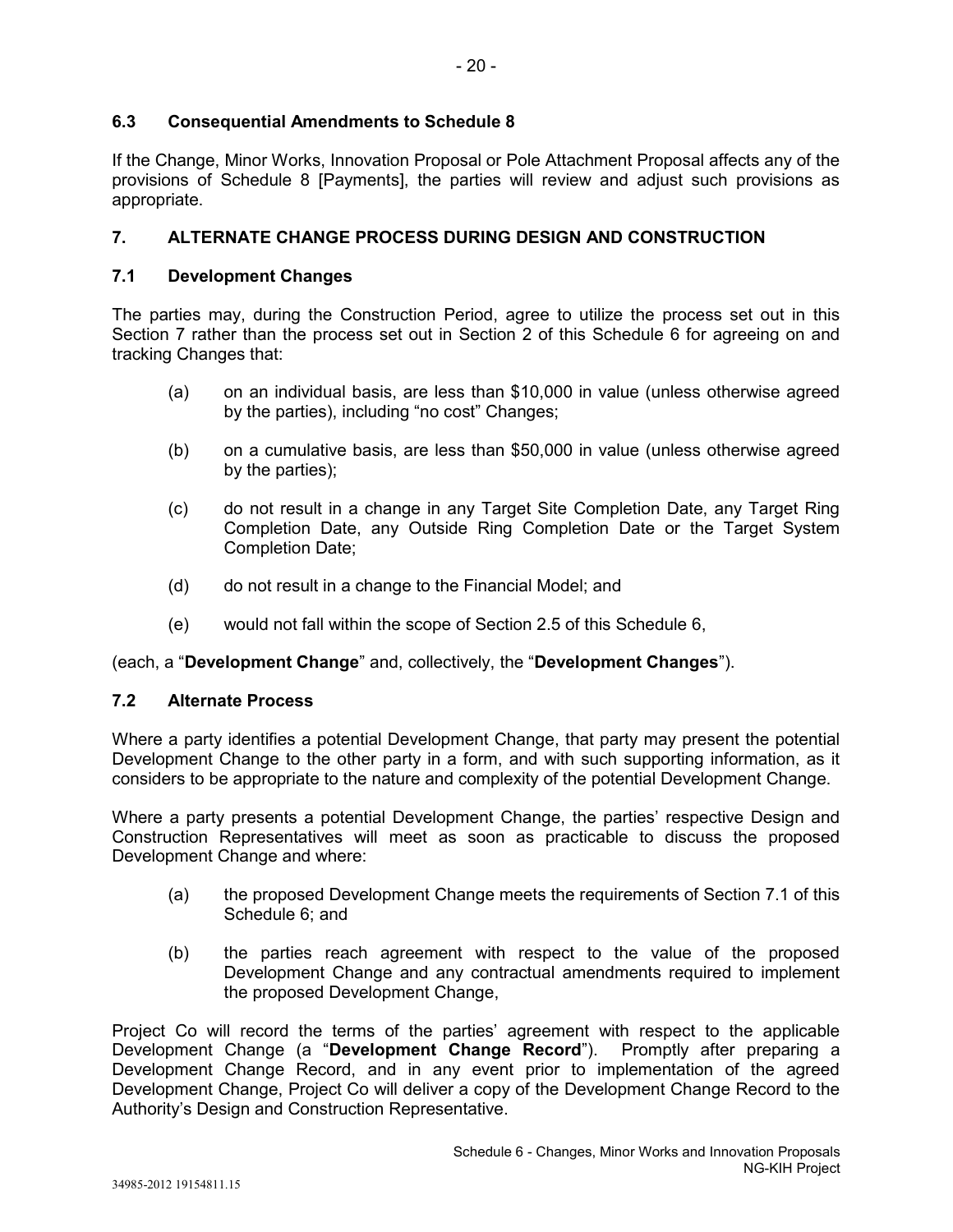### 6.3 Consequential Amendments to Schedule 8

If the Change, Minor Works, Innovation Proposal or Pole Attachment Proposal affects any of the provisions of Schedule 8 [Payments], the parties will review and adjust such provisions as appropriate.

## 7. ALTERNATE CHANGE PROCESS DURING DESIGN AND CONSTRUCTION

### 7.1 Development Changes

The parties may, during the Construction Period, agree to utilize the process set out in this Section 7 rather than the process set out in Section 2 of this Schedule 6 for agreeing on and tracking Changes that:

(a) on an individual basis, are less than $10,000 in value (unless otherwise agreed by the parties), including "no cost" Changes;

(b) on a cumulative basis, are less than $50,000 in value (unless otherwise agreed by the parties);

(c) do not result in a change in any Target Site Completion Date, any Target Ring Completion Date, any Outside Ring Completion Date or the Target System Completion Date;

(d) do not result in a change to the Financial Model; and

(e) would not fall within the scope of Section 2.5 of this Schedule 6,

(each, a "**Development Change**" and, collectively, the "**Development Changes**").

### 7.2 Alternate Process

Where a party identifies a potential Development Change, that party may present the potential Development Change to the other party in a form, and with such supporting information, as it considers to be appropriate to the nature and complexity of the potential Development Change.

Where a party presents a potential Development Change, the parties' respective Design and Construction Representatives will meet as soon as practicable to discuss the proposed Development Change and where:

(a) the proposed Development Change meets the requirements of Section 7.1 of this Schedule 6; and

(b) the parties reach agreement with respect to the value of the proposed Development Change and any contractual amendments required to implement the proposed Development Change,

Project Co will record the terms of the parties' agreement with respect to the applicable Development Change (a "**Development Change Record**"). Promptly after preparing a Development Change Record, and in any event prior to implementation of the agreed Development Change, Project Co will deliver a copy of the Development Change Record to the Authority's Design and Construction Representative.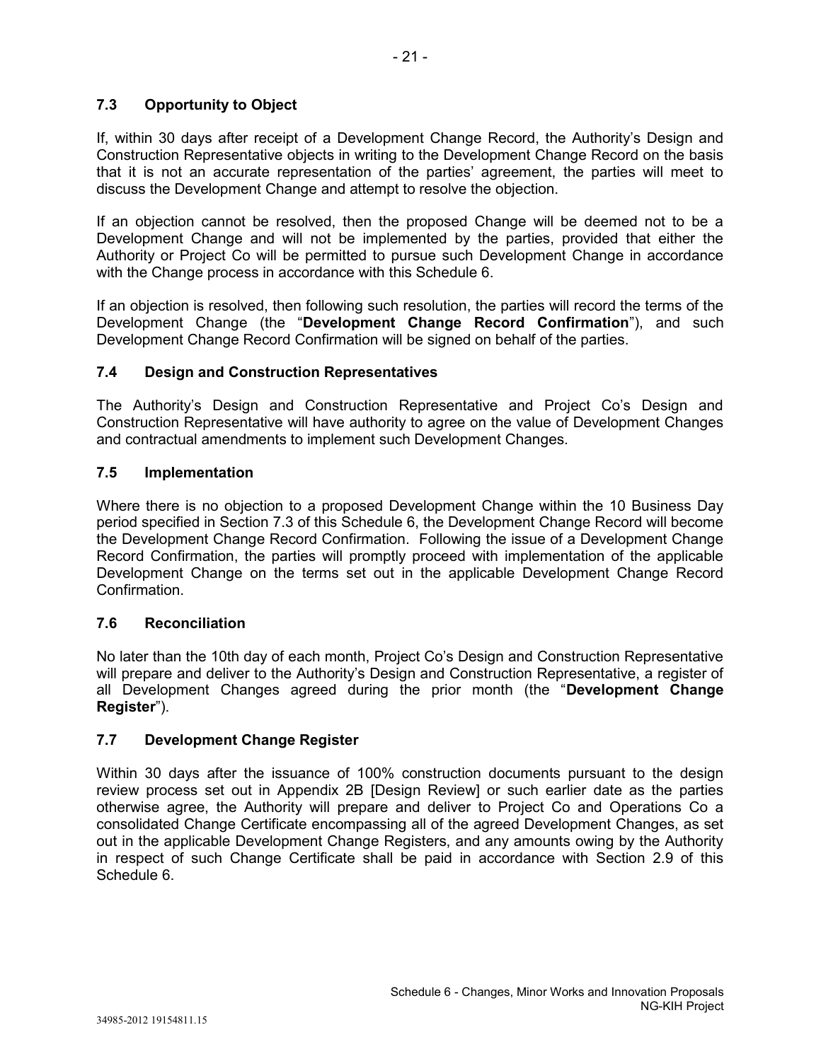### 7.3 Opportunity to Object

If, within 30 days after receipt of a Development Change Record, the Authority's Design and Construction Representative objects in writing to the Development Change Record on the basis that it is not an accurate representation of the parties' agreement, the parties will meet to discuss the Development Change and attempt to resolve the objection.

If an objection cannot be resolved, then the proposed Change will be deemed not to be a Development Change and will not be implemented by the parties, provided that either the Authority or Project Co will be permitted to pursue such Development Change in accordance with the Change process in accordance with this Schedule 6.

If an objection is resolved, then following such resolution, the parties will record the terms of the Development Change (the "**Development Change Record Confirmation**"), and such Development Change Record Confirmation will be signed on behalf of the parties.

### 7.4 Design and Construction Representatives

The Authority's Design and Construction Representative and Project Co's Design and Construction Representative will have authority to agree on the value of Development Changes and contractual amendments to implement such Development Changes.

### 7.5 Implementation

Where there is no objection to a proposed Development Change within the 10 Business Day period specified in Section 7.3 of this Schedule 6, the Development Change Record will become the Development Change Record Confirmation. Following the issue of a Development Change Record Confirmation, the parties will promptly proceed with implementation of the applicable Development Change on the terms set out in the applicable Development Change Record Confirmation.

### 7.6 Reconciliation

No later than the 10th day of each month, Project Co's Design and Construction Representative will prepare and deliver to the Authority's Design and Construction Representative, a register of all Development Changes agreed during the prior month (the "**Development Change Register**").

### 7.7 Development Change Register

Within 30 days after the issuance of 100% construction documents pursuant to the design review process set out in Appendix 2B [Design Review] or such earlier date as the parties otherwise agree, the Authority will prepare and deliver to Project Co and Operations Co a consolidated Change Certificate encompassing all of the agreed Development Changes, as set out in the applicable Development Change Registers, and any amounts owing by the Authority in respect of such Change Certificate shall be paid in accordance with Section 2.9 of this Schedule 6.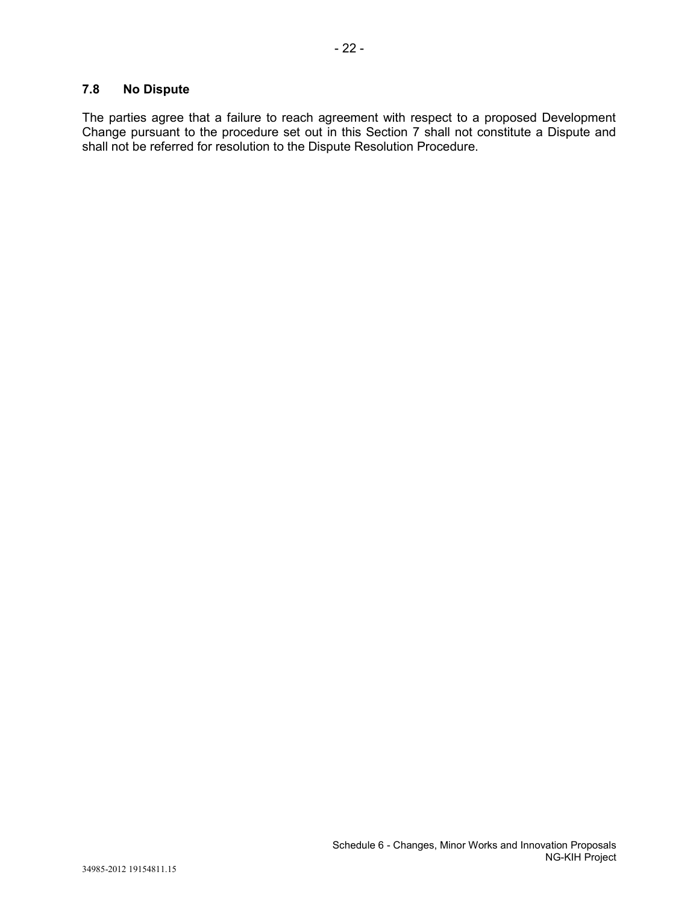### 7.8 No Dispute

The parties agree that a failure to reach agreement with respect to a proposed Development Change pursuant to the procedure set out in this Section 7 shall not constitute a Dispute and shall not be referred for resolution to the Dispute Resolution Procedure.